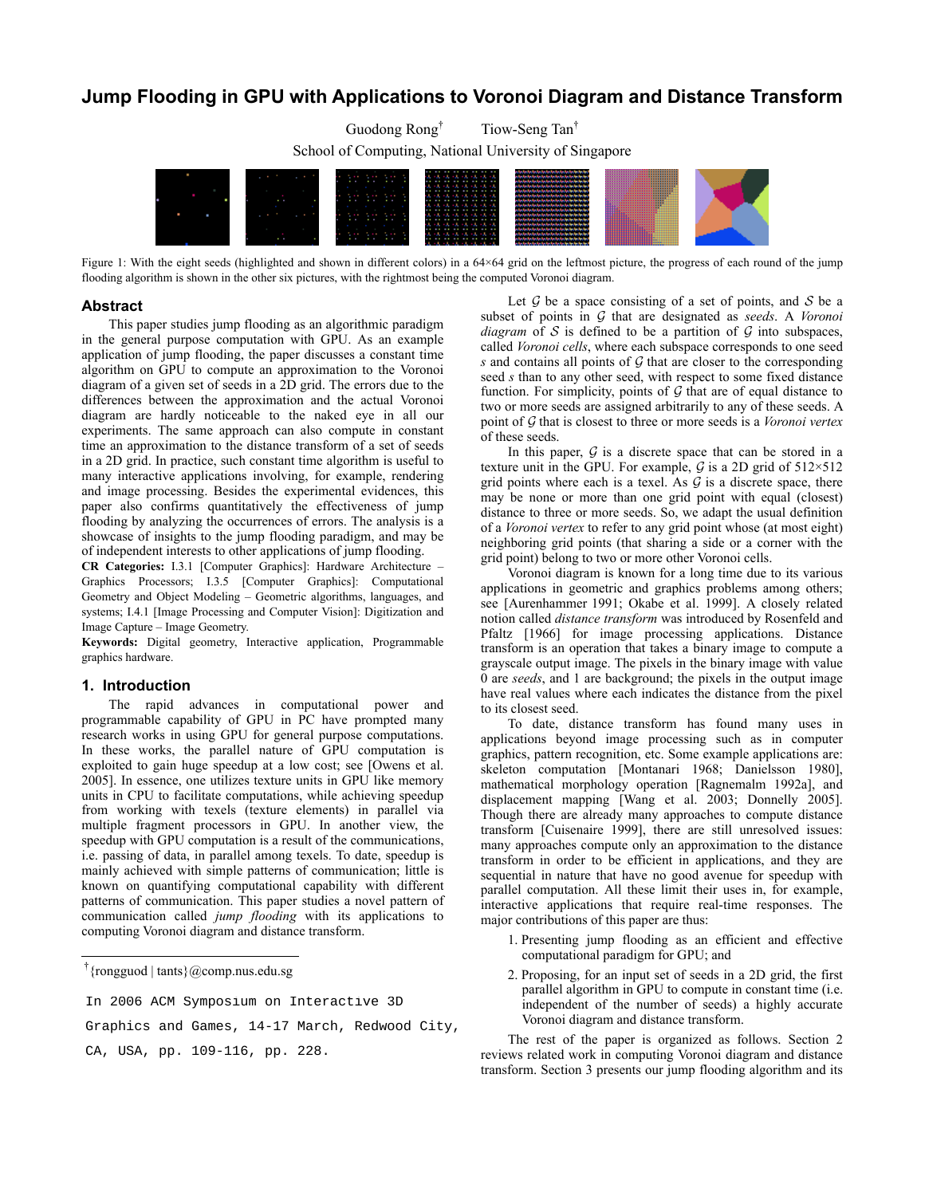# Jump Flooding in GPU with Applications to Voronoi Diagram and Distance Transform

Guodong Rong[†] Tiow-Seng Tan[†]

School of Computing, National University of Singapore

Figure 1: With the eight seeds (highlighted and shown in different colors) in a 64×64 grid on the leftmost picture, the progress of each round of the jump flooding algorithm is shown in the other six pictures, with the rightmost being the computed Voronoi diagram.

## Abstract

This paper studies jump flooding as an algorithmic paradigm in the general purpose computation with GPU. As an example application of jump flooding, the paper discusses a constant time algorithm on GPU to compute an approximation to the Voronoi diagram of a given set of seeds in a 2D grid. The errors due to the differences between the approximation and the actual Voronoi diagram are hardly noticeable to the naked eye in all our experiments. The same approach can also compute in constant time an approximation to the distance transform of a set of seeds in a 2D grid. In practice, such constant time algorithm is useful to many interactive applications involving, for example, rendering and image processing. Besides the experimental evidences, this paper also confirms quantitatively the effectiveness of jump flooding by analyzing the occurrences of errors. The analysis is a showcase of insights to the jump flooding paradigm, and may be of independent interests to other applications of jump flooding.

**CR Categories:** I.3.1 [Computer Graphics]: Hardware Architecture – Graphics Processors; I.3.5 [Computer Graphics]: Computational Geometry and Object Modeling – Geometric algorithms, languages, and systems; I.4.1 [Image Processing and Computer Vision]: Digitization and Image Capture – Image Geometry.

**Keywords:** Digital geometry, Interactive application, Programmable graphics hardware.

## 1. Introduction

The rapid advances in computational power and programmable capability of GPU in PC have prompted many research works in using GPU for general purpose computations. In these works, the parallel nature of GPU computation is exploited to gain huge speedup at a low cost; see [Owens et al. 2005]. In essence, one utilizes texture units in GPU like memory units in CPU to facilitate computations, while achieving speedup from working with texels (texture elements) in parallel via multiple fragment processors in GPU. In another view, the speedup with GPU computation is a result of the communications, i.e. passing of data, in parallel among texels. To date, speedup is mainly achieved with simple patterns of communication; little is known on quantifying computational capability with different patterns of communication. This paper studies a novel pattern of communication called *jump flooding* with its applications to computing Voronoi diagram and distance transform.

[†] {rongguod | tants}@comp.nus.edu.sg

In 2006 ACM Symposium on Interactive 3D Graphics and Games, 14-17 March, Redwood City, CA, USA, pp. 109-116, pp. 228.

Let $\mathcal{G}$ be a space consisting of a set of points, and $\mathcal{S}$ be a subset of points in $\mathcal{G}$ that are designated as *seeds*. A *Voronoi diagram* of $\mathcal{S}$ is defined to be a partition of $\mathcal{G}$ into subspaces, called *Voronoi cells*, where each subspace corresponds to one seed $s$ and contains all points of $\mathcal{G}$ that are closer to the corresponding seed $s$ than to any other seed, with respect to some fixed distance function. For simplicity, points of $\mathcal{G}$ that are of equal distance to two or more seeds are assigned arbitrarily to any of these seeds. A point of $\mathcal{G}$ that is closest to three or more seeds is a *Voronoi vertex* of these seeds.

In this paper, $\mathcal{G}$ is a discrete space that can be stored in a texture unit in the GPU. For example, $\mathcal{G}$ is a 2D grid of 512×512 grid points where each is a texel. As $\mathcal{G}$ is a discrete space, there may be none or more than one grid point with equal (closest) distance to three or more seeds. So, we adapt the usual definition of a *Voronoi vertex* to refer to any grid point whose (at most eight) neighboring grid points (that sharing a side or a corner with the grid point) belong to two or more other Voronoi cells.

Voronoi diagram is known for a long time due to its various applications in geometric and graphics problems among others; see [Aurenhammer 1991; Okabe et al. 1999]. A closely related notion called *distance transform* was introduced by Rosenfeld and Pfaltz [1966] for image processing applications. Distance transform is an operation that takes a binary image to compute a grayscale output image. The pixels in the binary image with value 0 are *seeds*, and 1 are background; the pixels in the output image have real values where each indicates the distance from the pixel to its closest seed.

To date, distance transform has found many uses in applications beyond image processing such as in computer graphics, pattern recognition, etc. Some example applications are: skeleton computation [Montanari 1968; Danielsson 1980], mathematical morphology operation [Ragnemalm 1992a], and displacement mapping [Wang et al. 2003; Donnelly 2005]. Though there are already many approaches to compute distance transform [Cuisenaire 1999], there are still many unresolved issues: many approaches compute only an approximation to the distance transform in order to be efficient in applications, and they are sequential in nature that have no good avenue for speedup with parallel computation. All these limit their uses in, for example, interactive applications that require real-time responses. The major contributions of this paper are thus:

1. Presenting jump flooding as an efficient and effective computational paradigm for GPU; and
2. Proposing, for an input set of seeds in a 2D grid, the first parallel algorithm in GPU to compute in constant time (i.e. independent of the number of seeds) a highly accurate Voronoi diagram and distance transform.

The rest of the paper is organized as follows. Section 2 reviews related work in computing Voronoi diagram and distance transform. Section 3 presents our jump flooding algorithm and its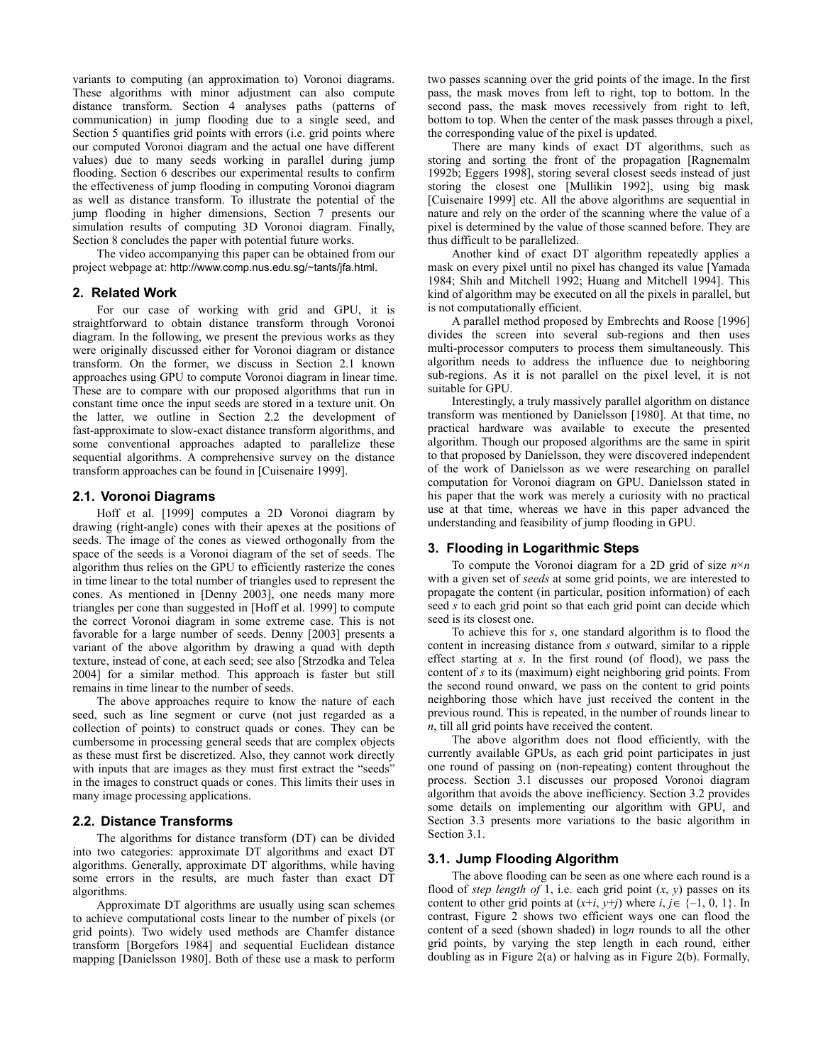variants to computing (an approximation to) Voronoi diagrams. These algorithms with minor adjustment can also compute distance transform. Section 4 analyses paths (patterns of communication) in jump flooding due to a single seed, and Section 5 quantifies grid points with errors (i.e. grid points where our computed Voronoi diagram and the actual one have different values) due to many seeds working in parallel during jump flooding. Section 6 describes our experimental results to confirm the effectiveness of jump flooding in computing Voronoi diagram as well as distance transform. To illustrate the potential of the jump flooding in higher dimensions, Section 7 presents our simulation results of computing 3D Voronoi diagram. Finally, Section 8 concludes the paper with potential future works.

The video accompanying this paper can be obtained from our project webpage at: http://www.comp.nus.edu.sg/~tants/jfa.html.

## 2. Related Work

For our case of working with grid and GPU, it is straightforward to obtain distance transform through Voronoi diagram. In the following, we present the previous works as they were originally discussed either for Voronoi diagram or distance transform. On the former, we discuss in Section 2.1 known approaches using GPU to compute Voronoi diagram in linear time. These are to compare with our proposed algorithms that run in constant time once the input seeds are stored in a texture unit. On the latter, we outline in Section 2.2 the development of fast-approximate to slow-exact distance transform algorithms, and some conventional approaches adapted to parallelize these sequential algorithms. A comprehensive survey on the distance transform approaches can be found in [Cuisenaire 1999].

### 2.1. Voronoi Diagrams

Hoff et al. [1999] computes a 2D Voronoi diagram by drawing (right-angle) cones with their apexes at the positions of seeds. The image of the cones as viewed orthogonally from the space of the seeds is a Voronoi diagram of the set of seeds. The algorithm thus relies on the GPU to efficiently rasterize the cones in time linear to the total number of triangles used to represent the cones. As mentioned in [Denny 2003], one needs many more triangles per cone than suggested in [Hoff et al. 1999] to compute the correct Voronoi diagram in some extreme case. This is not favorable for a large number of seeds. Denny [2003] presents a variant of the above algorithm by drawing a quad with depth texture, instead of cone, at each seed; see also [Strzodka and Telea 2004] for a similar method. This approach is faster but still remains in time linear to the number of seeds.

The above approaches require to know the nature of each seed, such as line segment or curve (not just regarded as a collection of points) to construct quads or cones. They can be cumbersome in processing general seeds that are complex objects as these must first be discretized. Also, they cannot work directly with inputs that are images as they must first extract the "seeds" in the images to construct quads or cones. This limits their uses in many image processing applications.

### 2.2. Distance Transforms

The algorithms for distance transform (DT) can be divided into two categories: approximate DT algorithms and exact DT algorithms. Generally, approximate DT algorithms, while having some errors in the results, are much faster than exact DT algorithms.

Approximate DT algorithms are usually using scan schemes to achieve computational costs linear to the number of pixels (or grid points). Two widely used methods are Chamfer distance transform [Borgefors 1984] and sequential Euclidean distance mapping [Danielsson 1980]. Both of these use a mask to perform two passes scanning over the grid points of the image. In the first pass, the mask moves from left to right, top to bottom. In the second pass, the mask moves recessively from right to left, bottom to top. When the center of the mask passes through a pixel, the corresponding value of the pixel is updated.

There are many kinds of exact DT algorithms, such as storing and sorting the front of the propagation [Ragnemalm 1992b; Eggers 1998], storing several closest seeds instead of just storing the closest one [Mullikin 1992], using big mask [Cuisenaire 1999] etc. All the above algorithms are sequential in nature and rely on the order of the scanning where the value of a pixel is determined by the value of those scanned before. They are thus difficult to be parallelized.

Another kind of exact DT algorithm repeatedly applies a mask on every pixel until no pixel has changed its value [Yamada 1984; Shih and Mitchell 1992; Huang and Mitchell 1994]. This kind of algorithm may be executed on all the pixels in parallel, but is not computationally efficient.

A parallel method proposed by Embrechts and Roose [1996] divides the screen into several sub-regions and then uses multi-processor computers to process them simultaneously. This algorithm needs to address the influence due to neighboring sub-regions. As it is not parallel on the pixel level, it is not suitable for GPU.

Interestingly, a truly massively parallel algorithm on distance transform was mentioned by Danielsson [1980]. At that time, no practical hardware was available to execute the presented algorithm. Though our proposed algorithms are the same in spirit to that proposed by Danielsson, they were discovered independent of the work of Danielsson as we were researching on parallel computation for Voronoi diagram on GPU. Danielsson stated in his paper that the work was merely a curiosity with no practical use at that time, whereas we have in this paper advanced the understanding and feasibility of jump flooding in GPU.

## 3. Flooding in Logarithmic Steps

To compute the Voronoi diagram for a 2D grid of size $n \times n$ with a given set of *seeds* at some grid points, we are interested to propagate the content (in particular, position information) of each seed $s$ to each grid point so that each grid point can decide which seed is its closest one.

To achieve this for $s$, one standard algorithm is to flood the content in increasing distance from $s$ outward, similar to a ripple effect starting at $s$. In the first round (of flood), we pass the content of $s$ to its (maximum) eight neighboring grid points. From the second round onward, we pass on the content to grid points neighboring those which have just received the content in the previous round. This is repeated, in the number of rounds linear to $n$, till all grid points have received the content.

The above algorithm does not flood efficiently, with the currently available GPUs, as each grid point participates in just one round of passing on (non-repeating) content throughout the process. Section 3.1 discusses our proposed Voronoi diagram algorithm that avoids the above inefficiency. Section 3.2 provides some details on implementing our algorithm with GPU, and Section 3.3 presents more variations to the basic algorithm in Section 3.1.

### 3.1. Jump Flooding Algorithm

The above flooding can be seen as one where each round is a flood of *step length of* 1, i.e. each grid point $(x, y)$ passes on its content to other grid points at $(x+i, y+j)$ where $i, j \in \{-1, 0, 1\}$. In contrast, Figure 2 shows two efficient ways one can flood the content of a seed (shown shaded) in $\log n$ rounds to all the other grid points, by varying the step length in each round, either doubling as in Figure 2(a) or halving as in Figure 2(b). Formally,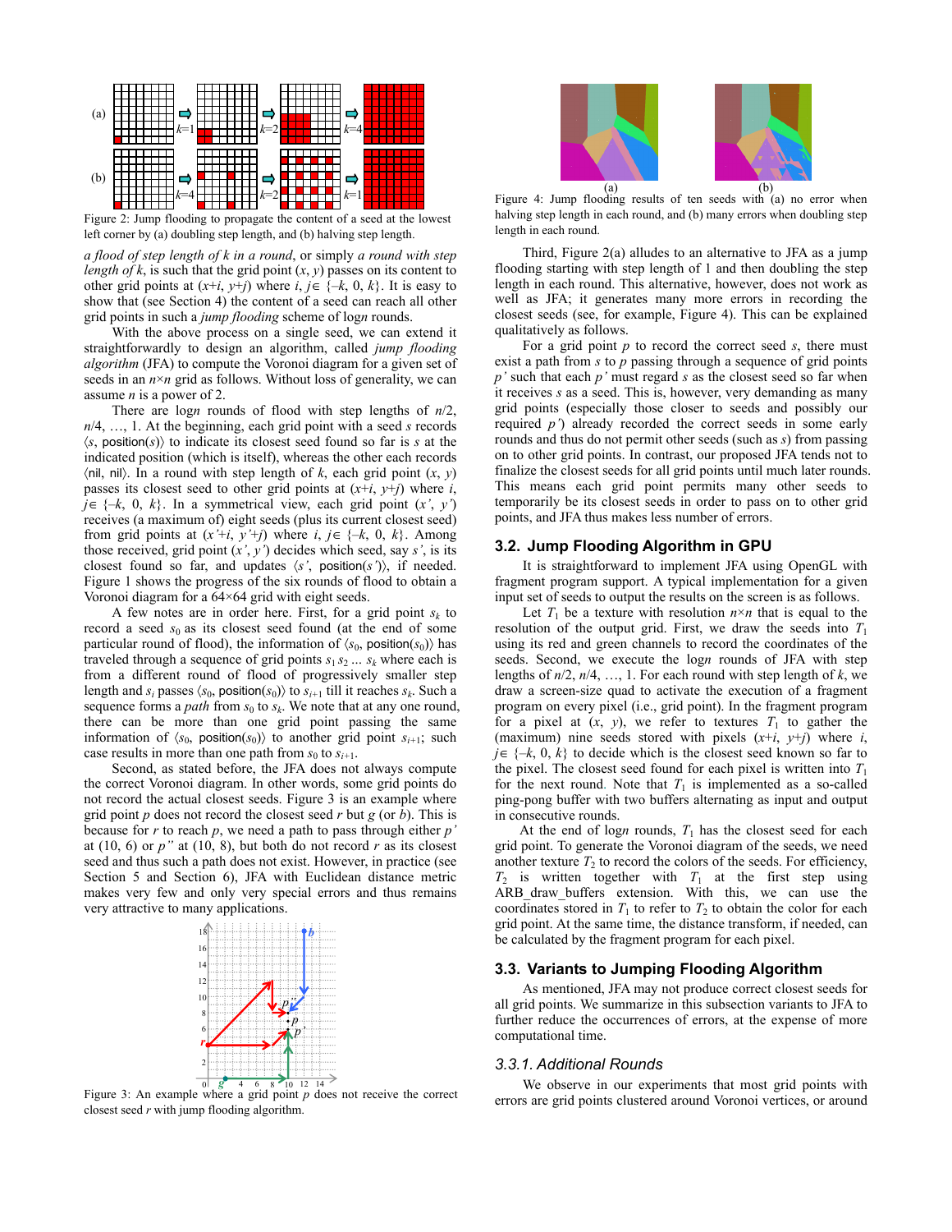Figure 2: Jump flooding to propagate the content of a seed at the lowest left corner by (a) doubling step length, and (b) halving step length.

*a flood of step length of k in a round*, or simply *a round with step length of k*, is such that the grid point $(x, y)$ passes on its content to other grid points at $(x+i, y+j)$ where $i, j \in \{-k, 0, k\}$. It is easy to show that (see Section 4) the content of a seed can reach all other grid points in such a *jump flooding* scheme of $\log n$ rounds.

With the above process on a single seed, we can extend it straightforwardly to design an algorithm, called *jump flooding algorithm* (JFA) to compute the Voronoi diagram for a given set of seeds in an $n \times n$ grid as follows. Without loss of generality, we can assume $n$ is a power of 2.

There are $\log n$ rounds of flood with step lengths of $n/2$, $n/4$, …, 1. At the beginning, each grid point with a seed $s$ records $\langle s, \text{position}(s) \rangle$ to indicate its closest seed found so far is $s$ at the indicated position (which is itself), whereas the other each records $\langle \text{nil}, \text{nil} \rangle$. In a round with step length of $k$, each grid point $(x, y)$ passes its closest seed to other grid points at $(x+i, y+j)$ where $i, j \in \{-k, 0, k\}$. In a symmetrical view, each grid point $(x', y')$ receives (a maximum of) eight seeds (plus its current closest seed) from grid points at $(x'+i, y'+j)$ where $i, j \in \{-k, 0, k\}$. Among those received, grid point $(x', y')$ decides which seed, say $s'$, is its closest found so far, and updates $\langle s', \text{position}(s') \rangle$, if needed. Figure 1 shows the progress of the six rounds of flood to obtain a Voronoi diagram for a 64×64 grid with eight seeds.

A few notes are in order here. First, for a grid point $s_k$ to record a seed $s_0$ as its closest seed found (at the end of some particular round of flood), the information of $\langle s_0, \text{position}(s_0) \rangle$ has traveled through a sequence of grid points $s_1 s_2 \ldots s_k$ where each is from a different round of flood of progressively smaller step length and $s_i$ passes $\langle s_0, \text{position}(s_0) \rangle$ to $s_{i+1}$ till it reaches $s_k$. Such a sequence forms a *path* from $s_0$ to $s_k$. We note that at any one round, there can be more than one grid point passing the same information of $\langle s_0, \text{position}(s_0) \rangle$ to another grid point $s_{i+1}$; such case results in more than one path from $s_0$ to $s_{i+1}$.

Second, as stated before, the JFA does not always compute the correct Voronoi diagram. In other words, some grid points do not record the actual closest seeds. Figure 3 is an example where grid point $p$ does not record the closest seed $r$ but $g$ (or $b$). This is because for $r$ to reach $p$, we need a path to pass through either $p'$ at (10, 6) or $p''$ at (10, 8), but both do not record $r$ as its closest seed and thus such a path does not exist. However, in practice (see Section 5 and Section 6), JFA with Euclidean distance metric makes very few and only very special errors and thus remains very attractive to many applications.

Figure 3: An example where a grid point $p$ does not receive the correct closest seed $r$ with jump flooding algorithm.

Figure 4: Jump flooding results of ten seeds with (a) no error when halving step length in each round, and (b) many errors when doubling step length in each round.

Third, Figure 2(a) alludes to an alternative to JFA as a jump flooding starting with step length of 1 and then doubling the step length in each round. This alternative, however, does not work as well as JFA; it generates many more errors in recording the closest seeds (see, for example, Figure 4). This can be explained qualitatively as follows.

For a grid point $p$ to record the correct seed $s$, there must exist a path from $s$ to $p$ passing through a sequence of grid points $p'$ such that each $p'$ must regard $s$ as the closest seed so far when it receives $s$ as a seed. This is, however, very demanding as many grid points (especially those closer to seeds and possibly our required $p'$) already recorded the correct seeds in some early rounds and thus do not permit other seeds (such as $s$) from passing on to other grid points. In contrast, our proposed JFA tends not to finalize the closest seeds for all grid points until much later rounds. This means each grid point permits many other seeds to temporarily be its closest seeds in order to pass on to other grid points, and JFA thus makes less number of errors.

## 3.2. Jump Flooding Algorithm in GPU

It is straightforward to implement JFA using OpenGL with fragment program support. A typical implementation for a given input set of seeds to output the results on the screen is as follows.

Let $T_1$ be a texture with resolution $n \times n$ that is equal to the resolution of the output grid. First, we draw the seeds into $T_1$ using its red and green channels to record the coordinates of the seeds. Second, we execute the $\log n$ rounds of JFA with step lengths of $n/2$, $n/4$, …, 1. For each round with step length of $k$, we draw a screen-size quad to activate the execution of a fragment program on every pixel (i.e., grid point). In the fragment program for a pixel at $(x, y)$, we refer to textures $T_1$ to gather the (maximum) nine seeds stored with pixels $(x+i, y+j)$ where $i, j \in \{-k, 0, k\}$ to decide which is the closest seed known so far to the pixel. The closest seed found for each pixel is written into $T_1$ for the next round. Note that $T_1$ is implemented as a so-called ping-pong buffer with two buffers alternating as input and output in consecutive rounds.

At the end of $\log n$ rounds, $T_1$ has the closest seed for each grid point. To generate the Voronoi diagram of the seeds, we need another texture $T_2$ to record the colors of the seeds. For efficiency, $T_2$ is written together with $T_1$ at the first step using ARB_draw_buffers extension. With this, we can use the coordinates stored in $T_1$ to refer to $T_2$ to obtain the color for each grid point. At the same time, the distance transform, if needed, can be calculated by the fragment program for each pixel.

## 3.3. Variants to Jumping Flooding Algorithm

As mentioned, JFA may not produce correct closest seeds for all grid points. We summarize in this subsection variants to JFA to further reduce the occurrences of errors, at the expense of more computational time.

### *3.3.1. Additional Rounds*

We observe in our experiments that most grid points with errors are grid points clustered around Voronoi vertices, or around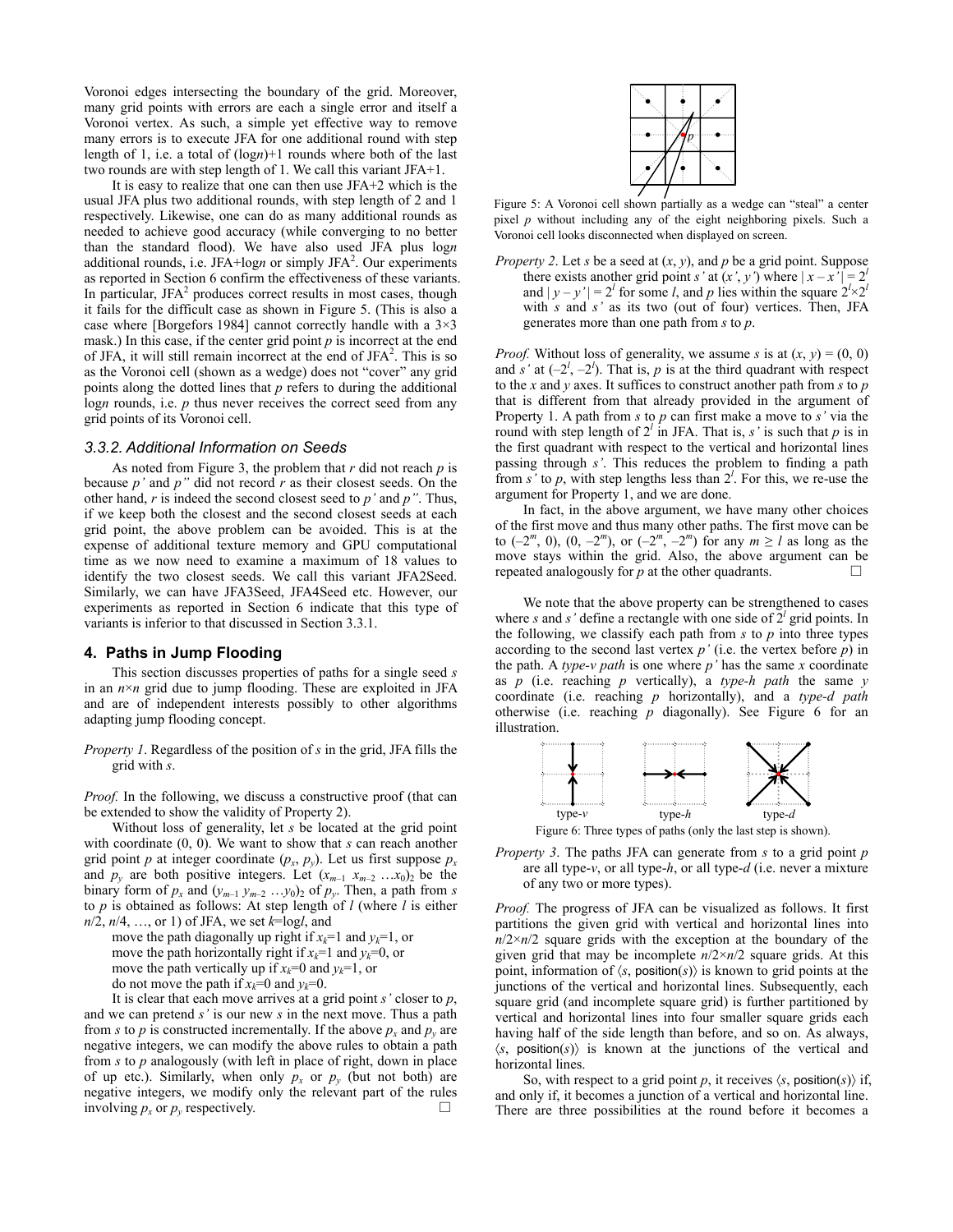Voronoi edges intersecting the boundary of the grid. Moreover, many grid points with errors are each a single error and itself a Voronoi vertex. As such, a simple yet effective way to remove many errors is to execute JFA for one additional round with step length of 1, i.e. a total of (log$n$)+1 rounds where both of the last two rounds are with step length of 1. We call this variant JFA+1.

It is easy to realize that one can then use JFA+2 which is the usual JFA plus two additional rounds, with step length of 2 and 1 respectively. Likewise, one can do as many additional rounds as needed to achieve good accuracy (while converging to no better than the standard flood). We have also used JFA plus log$n$ additional rounds, i.e. JFA+log$n$ or simply JFA$^2$. Our experiments as reported in Section 6 confirm the effectiveness of these variants. In particular, JFA$^2$ produces correct results in most cases, though it fails for the difficult case as shown in Figure 5. (This is also a case where [Borgefors 1984] cannot correctly handle with a 3×3 mask.) In this case, if the center grid point $p$ is incorrect at the end of JFA, it will still remain incorrect at the end of JFA$^2$. This is so as the Voronoi cell (shown as a wedge) does not "cover" any grid points along the dotted lines that $p$ refers to during the additional log$n$ rounds, i.e. $p$ thus never receives the correct seed from any grid points of its Voronoi cell.

### 3.3.2. Additional Information on Seeds

As noted from Figure 3, the problem that $r$ did not reach $p$ is because $p'$ and $p''$ did not record $r$ as their closest seeds. On the other hand, $r$ is indeed the second closest seed to $p'$ and $p''$. Thus, if we keep both the closest and the second closest seeds at each grid point, the above problem can be avoided. This is at the expense of additional texture memory and GPU computational time as we now need to examine a maximum of 18 values to identify the two closest seeds. We call this variant JFA2Seed. Similarly, we can have JFA3Seed, JFA4Seed etc. However, our experiments as reported in Section 6 indicate that this type of variants is inferior to that discussed in Section 3.3.1.

## 4. Paths in Jump Flooding

This section discusses properties of paths for a single seed $s$ in an $n$×$n$ grid due to jump flooding. These are exploited in JFA and are of independent interests possibly to other algorithms adapting jump flooding concept.

*Property 1*. Regardless of the position of $s$ in the grid, JFA fills the grid with $s$.

*Proof.* In the following, we discuss a constructive proof (that can be extended to show the validity of Property 2).

Without loss of generality, let $s$ be located at the grid point with coordinate (0, 0). We want to show that $s$ can reach another grid point $p$ at integer coordinate ($p_x$, $p_y$). Let us first suppose $p_x$ and $p_y$ are both positive integers. Let $(x_{m-1}\ x_{m-2}\ \ldots x_0)_2$ be the binary form of $p_x$ and $(y_{m-1}\ y_{m-2}\ \ldots y_0)_2$ of $p_y$. Then, a path from $s$ to $p$ is obtained as follows: At step length of $l$ (where $l$ is either $n$/2, $n$/4, …, or 1) of JFA, we set $k$=log$l$, and

move the path diagonally up right if $x_k$=1 and $y_k$=1, or
move the path horizontally right if $x_k$=1 and $y_k$=0, or
move the path vertically up if $x_k$=0 and $y_k$=1, or
do not move the path if $x_k$=0 and $y_k$=0.

It is clear that each move arrives at a grid point $s'$ closer to $p$, and we can pretend $s'$ is our new $s$ in the next move. Thus a path from $s$ to $p$ is constructed incrementally. If the above $p_x$ and $p_y$ are negative integers, we can modify the above rules to obtain a path from $s$ to $p$ analogously (with left in place of right, down in place of up etc.). Similarly, when only $p_x$ or $p_y$ (but not both) are negative integers, we modify only the relevant part of the rules involving $p_x$ or $p_y$ respectively. □

Figure 5: A Voronoi cell shown partially as a wedge can "steal" a center pixel $p$ without including any of the eight neighboring pixels. Such a Voronoi cell looks disconnected when displayed on screen.

*Property 2*. Let $s$ be a seed at ($x$, $y$), and $p$ be a grid point. Suppose there exists another grid point $s'$ at ($x'$, $y'$) where $|x - x'| = 2^l$ and $|y - y'| = 2^l$ for some $l$, and $p$ lies within the square $2^l$×$2^l$ with $s$ and $s'$ as its two (out of four) vertices. Then, JFA generates more than one path from $s$ to $p$.

*Proof.* Without loss of generality, we assume $s$ is at ($x$, $y$) = (0, 0) and $s'$ at ($-2^l$, $-2^l$). That is, $p$ is at the third quadrant with respect to the $x$ and $y$ axes. It suffices to construct another path from $s$ to $p$ that is different from that already provided in the argument of Property 1. A path from $s$ to $p$ can first make a move to $s'$ via the round with step length of $2^l$ in JFA. That is, $s'$ is such that $p$ is in the first quadrant with respect to the vertical and horizontal lines passing through $s'$. This reduces the problem to finding a path from $s'$ to $p$, with step lengths less than $2^l$. For this, we re-use the argument for Property 1, and we are done.

In fact, in the above argument, we have many other choices of the first move and thus many other paths. The first move can be to ($-2^m$, 0), (0, $-2^m$), or ($-2^m$, $-2^m$) for any $m \geq l$ as long as the move stays within the grid. Also, the above argument can be repeated analogously for $p$ at the other quadrants. □

We note that the above property can be strengthened to cases where $s$ and $s'$ define a rectangle with one side of $2^l$ grid points. In the following, we classify each path from $s$ to $p$ into three types according to the second last vertex $p'$ (i.e. the vertex before $p$) in the path. A *type-v path* is one where $p'$ has the same $x$ coordinate as $p$ (i.e. reaching $p$ vertically), a *type-h path* the same $y$ coordinate (i.e. reaching $p$ horizontally), and a *type-d path* otherwise (i.e. reaching $p$ diagonally). See Figure 6 for an illustration.

Figure 6: Three types of paths (only the last step is shown).

*Property 3*. The paths JFA can generate from $s$ to a grid point $p$ are all type-$v$, or all type-$h$, or all type-$d$ (i.e. never a mixture of any two or more types).

*Proof.* The progress of JFA can be visualized as follows. It first partitions the given grid with vertical and horizontal lines into $n$/2×$n$/2 square grids with the exception at the boundary of the given grid that may be incomplete $n$/2×$n$/2 square grids. At this point, information of ⟨$s$, position($s$)⟩ is known to grid points at the junctions of the vertical and horizontal lines. Subsequently, each square grid (and incomplete square grid) is further partitioned by vertical and horizontal lines into four smaller square grids each having half of the side length than before, and so on. As always, ⟨$s$, position($s$)⟩ is known at the junctions of the vertical and horizontal lines.

So, with respect to a grid point $p$, it receives ⟨$s$, position($s$)⟩ if, and only if, it becomes a junction of a vertical and horizontal line. There are three possibilities at the round before it becomes a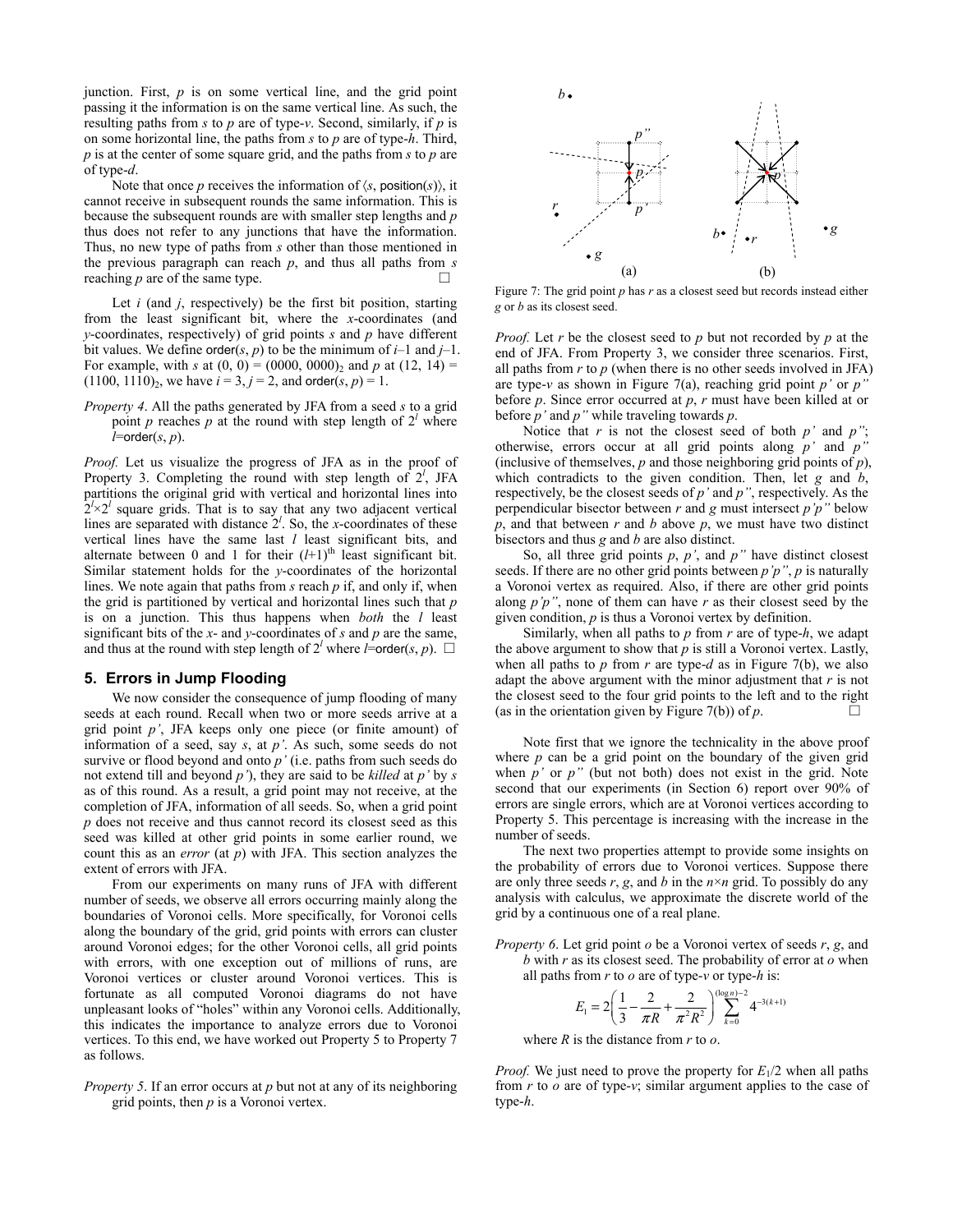junction. First, $p$ is on some vertical line, and the grid point passing it the information is on the same vertical line. As such, the resulting paths from $s$ to $p$ are of type-$v$. Second, similarly, if $p$ is on some horizontal line, the paths from $s$ to $p$ are of type-$h$. Third, $p$ is at the center of some square grid, and the paths from $s$ to $p$ are of type-$d$.

Note that once $p$ receives the information of $\langle s, \text{position}(s)\rangle$, it cannot receive in subsequent rounds the same information. This is because the subsequent rounds are with smaller step lengths and $p$ thus does not refer to any junctions that have the information. Thus, no new type of paths from $s$ other than those mentioned in the previous paragraph can reach $p$, and thus all paths from $s$ reaching $p$ are of the same type. □

Let $i$ (and $j$, respectively) be the first bit position, starting from the least significant bit, where the $x$-coordinates (and $y$-coordinates, respectively) of grid points $s$ and $p$ have different bit values. We define order($s$, $p$) to be the minimum of $i$–1 and $j$–1. For example, with $s$ at (0, 0) = $(0000, 0000)_2$ and $p$ at (12, 14) = $(1100, 1110)_2$, we have $i$ = 3, $j$ = 2, and order($s$, $p$) = 1.

*Property 4*. All the paths generated by JFA from a seed $s$ to a grid point $p$ reaches $p$ at the round with step length of $2^l$ where $l$=order($s$, $p$).

*Proof.* Let us visualize the progress of JFA as in the proof of Property 3. Completing the round with step length of $2^l$, JFA partitions the original grid with vertical and horizontal lines into $2^l \times 2^l$ square grids. That is to say that any two adjacent vertical lines are separated with distance $2^l$. So, the $x$-coordinates of these vertical lines have the same last $l$ least significant bits, and alternate between 0 and 1 for their $(l+1)^{\text{th}}$ least significant bit. Similar statement holds for the $y$-coordinates of the horizontal lines. We note again that paths from $s$ reach $p$ if, and only if, when the grid is partitioned by vertical and horizontal lines such that $p$ is on a junction. This thus happens when *both* the $l$ least significant bits of the $x$- and $y$-coordinates of $s$ and $p$ are the same, and thus at the round with step length of $2^l$ where $l$=order($s$, $p$). □

## 5. Errors in Jump Flooding

We now consider the consequence of jump flooding of many seeds at each round. Recall when two or more seeds arrive at a grid point $p'$, JFA keeps only one piece (or finite amount) of information of a seed, say $s$, at $p'$. As such, some seeds do not survive or flood beyond and onto $p'$ (i.e. paths from such seeds do not extend till and beyond $p'$), they are said to be *killed* at $p'$ by $s$ as of this round. As a result, a grid point may not receive, at the completion of JFA, information of all seeds. So, when a grid point $p$ does not receive and thus cannot record its closest seed as this seed was killed at other grid points in some earlier round, we count this as an *error* (at $p$) with JFA. This section analyzes the extent of errors with JFA.

From our experiments on many runs of JFA with different number of seeds, we observe all errors occurring mainly along the boundaries of Voronoi cells. More specifically, for Voronoi cells along the boundary of the grid, grid points with errors can cluster around Voronoi edges; for the other Voronoi cells, all grid points with errors, with one exception out of millions of runs, are Voronoi vertices or cluster around Voronoi vertices. This is fortunate as all computed Voronoi diagrams do not have unpleasant looks of "holes" within any Voronoi cells. Additionally, this indicates the importance to analyze errors due to Voronoi vertices. To this end, we have worked out Property 5 to Property 7 as follows.

*Property 5*. If an error occurs at $p$ but not at any of its neighboring grid points, then $p$ is a Voronoi vertex.

b
p"
p
p'
r
g
(a)
p
b
r
g
(b)

Figure 7: The grid point $p$ has $r$ as a closest seed but records instead either $g$ or $b$ as its closest seed.

*Proof.* Let $r$ be the closest seed to $p$ but not recorded by $p$ at the end of JFA. From Property 3, we consider three scenarios. First, all paths from $r$ to $p$ (when there is no other seeds involved in JFA) are type-$v$ as shown in Figure 7(a), reaching grid point $p'$ or $p''$ before $p$. Since error occurred at $p$, $r$ must have been killed at or before $p'$ and $p''$ while traveling towards $p$.

Notice that $r$ is not the closest seed of both $p'$ and $p''$; otherwise, errors occur at all grid points along $p'$ and $p''$ (inclusive of themselves, $p$ and those neighboring grid points of $p$), which contradicts to the given condition. Then, let $g$ and $b$, respectively, be the closest seeds of $p'$ and $p''$, respectively. As the perpendicular bisector between $r$ and $g$ must intersect $p'p''$ below $p$, and that between $r$ and $b$ above $p$, we must have two distinct bisectors and thus $g$ and $b$ are also distinct.

So, all three grid points $p$, $p'$, and $p''$ have distinct closest seeds. If there are no other grid points between $p'p''$, $p$ is naturally a Voronoi vertex as required. Also, if there are other grid points along $p'p''$, none of them can have $r$ as their closest seed by the given condition, $p$ is thus a Voronoi vertex by definition.

Similarly, when all paths to $p$ from $r$ are of type-$h$, we adapt the above argument to show that $p$ is still a Voronoi vertex. Lastly, when all paths to $p$ from $r$ are type-$d$ as in Figure 7(b), we also adapt the above argument with the minor adjustment that $r$ is not the closest seed to the four grid points to the left and to the right (as in the orientation given by Figure 7(b)) of $p$. □

Note first that we ignore the technicality in the above proof where $p$ can be a grid point on the boundary of the given grid when $p'$ or $p''$ (but not both) does not exist in the grid. Note second that our experiments (in Section 6) report over 90% of errors are single errors, which are at Voronoi vertices according to Property 5. This percentage is increasing with the increase in the number of seeds.

The next two properties attempt to provide some insights on the probability of errors due to Voronoi vertices. Suppose there are only three seeds $r$, $g$, and $b$ in the $n \times n$ grid. To possibly do any analysis with calculus, we approximate the discrete world of the grid by a continuous one of a real plane.

*Property 6*. Let grid point $o$ be a Voronoi vertex of seeds $r$, $g$, and $b$ with $r$ as its closest seed. The probability of error at $o$ when all paths from $r$ to $o$ are of type-$v$ or type-$h$ is:

$$E_1 = 2\left(\frac{1}{3} - \frac{2}{\pi R} + \frac{2}{\pi^2 R^2}\right) \sum_{k=0}^{(\log n)-2} 4^{-3(k+1)}$$

where $R$ is the distance from $r$ to $o$.

*Proof.* We just need to prove the property for $E_1/2$ when all paths from $r$ to $o$ are of type-$v$; similar argument applies to the case of type-$h$.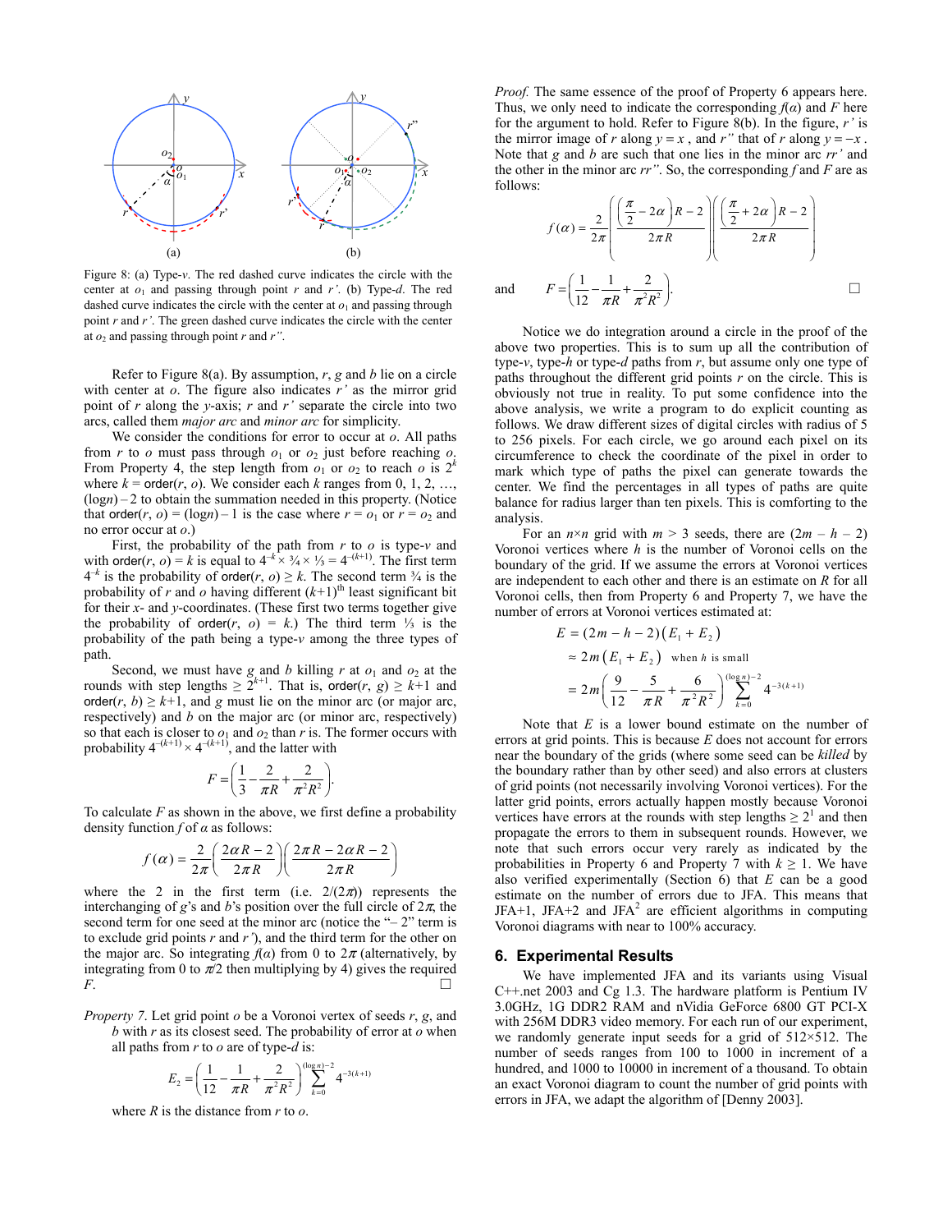Figure 8: (a) Type-*v*. The red dashed curve indicates the circle with the center at $o_1$ and passing through point *r* and *r'*. (b) Type-*d*. The red dashed curve indicates the circle with the center at $o_1$ and passing through point *r* and *r'*. The green dashed curve indicates the circle with the center at $o_2$ and passing through point *r* and *r"*.

Refer to Figure 8(a). By assumption, *r*, *g* and *b* lie on a circle with center at *o*. The figure also indicates *r'* as the mirror grid point of *r* along the *y*-axis; *r* and *r'* separate the circle into two arcs, called them *major arc* and *minor arc* for simplicity.

We consider the conditions for error to occur at *o*. All paths from *r* to *o* must pass through $o_1$ or $o_2$ just before reaching *o*. From Property 4, the step length from $o_1$ or $o_2$ to reach *o* is $2^k$ where $k$ = order(*r*, *o*). We consider each *k* ranges from 0, 1, 2, …, $(\log n) - 2$ to obtain the summation needed in this property. (Notice that order(*r*, *o*) = $(\log n) - 1$ is the case where $r = o_1$ or $r = o_2$ and no error occur at *o*.)

First, the probability of the path from *r* to *o* is type-*v* and with order(*r*, *o*) = *k* is equal to $4^{-k} \times \frac{3}{4} \times \frac{1}{3} = 4^{-(k+1)}$. The first term $4^{-k}$ is the probability of order(*r*, *o*) $\geq k$. The second term ¾ is the probability of *r* and *o* having different $(k+1)^{\text{th}}$ least significant bit for their *x*- and *y*-coordinates. (These first two terms together give the probability of order(*r*, *o*) = *k*.) The third term ⅓ is the probability of the path being a type-*v* among the three types of path.

Second, we must have *g* and *b* killing *r* at $o_1$ and $o_2$ at the rounds with step lengths $\geq 2^{k+1}$. That is, order(*r*, *g*) $\geq k+1$ and order(*r*, *b*) $\geq k+1$, and *g* must lie on the minor arc (or major arc, respectively) and *b* on the major arc (or minor arc, respectively) so that each is closer to $o_1$ and $o_2$ than *r* is. The former occurs with probability $4^{-(k+1)} \times 4^{-(k+1)}$, and the latter with

$$F = \left(\frac{1}{3} - \frac{2}{\pi R} + \frac{2}{\pi^2 R^2}\right).$$

To calculate *F* as shown in the above, we first define a probability density function *f* of *α* as follows:

$$f(\alpha) = \frac{2}{2\pi}\left(\frac{2\alpha R - 2}{2\pi R}\right)\left(\frac{2\pi R - 2\alpha R - 2}{2\pi R}\right)$$

where the 2 in the first term (i.e. $2/(2\pi)$) represents the interchanging of *g*'s and *b*'s position over the full circle of $2\pi$, the second term for one seed at the minor arc (notice the "– 2" term is to exclude grid points *r* and *r'*), and the third term for the other on the major arc. So integrating $f(\alpha)$ from 0 to $2\pi$ (alternatively, by integrating from 0 to $\pi/2$ then multiplying by 4) gives the required *F*. □

*Property 7*. Let grid point *o* be a Voronoi vertex of seeds *r*, *g*, and *b* with *r* as its closest seed. The probability of error at *o* when all paths from *r* to *o* are of type-*d* is:

$$E_2 = \left(\frac{1}{12} - \frac{1}{\pi R} + \frac{2}{\pi^2 R^2}\right)\sum_{k=0}^{(\log n)-2} 4^{-3(k+1)}$$

where *R* is the distance from *r* to *o*.

*Proof.* The same essence of the proof of Property 6 appears here. Thus, we only need to indicate the corresponding $f(\alpha)$ and *F* here for the argument to hold. Refer to Figure 8(b). In the figure, *r'* is the mirror image of *r* along $y = x$, and *r"* that of *r* along $y = -x$. Note that *g* and *b* are such that one lies in the minor arc *rr'* and the other in the minor arc *rr"*. So, the corresponding *f* and *F* are as follows:

$$f(\alpha) = \frac{2}{2\pi}\left(\frac{\left(\frac{\pi}{2} - 2\alpha\right)R - 2}{2\pi R}\right)\left(\frac{\left(\frac{\pi}{2} + 2\alpha\right)R - 2}{2\pi R}\right)$$

and

$$F = \left(\frac{1}{12} - \frac{1}{\pi R} + \frac{2}{\pi^2 R^2}\right).$$

□

Notice we do integration around a circle in the proof of the above two properties. This is to sum up all the contribution of type-*v*, type-*h* or type-*d* paths from *r*, but assume only one type of paths throughout the different grid points *r* on the circle. This is obviously not true in reality. To put some confidence into the above analysis, we write a program to do explicit counting as follows. We draw different sizes of digital circles with radius of 5 to 256 pixels. For each circle, we go around each pixel on its circumference to check the coordinate of the pixel in order to mark which type of paths the pixel can generate towards the center. We find the percentages in all types of paths are quite balance for radius larger than ten pixels. This is comforting to the analysis.

For an $n \times n$ grid with $m > 3$ seeds, there are $(2m - h - 2)$ Voronoi vertices where *h* is the number of Voronoi cells on the boundary of the grid. If we assume the errors at Voronoi vertices are independent to each other and there is an estimate on *R* for all Voronoi cells, then from Property 6 and Property 7, we have the number of errors at Voronoi vertices estimated at:

$$\begin{aligned} E &= (2m - h - 2)(E_1 + E_2) \\ &\approx 2m(E_1 + E_2) \quad \text{when } h \text{ is small} \\ &= 2m\left(\frac{9}{12} - \frac{5}{\pi R} + \frac{6}{\pi^2 R^2}\right)\sum_{k=0}^{(\log n)-2} 4^{-3(k+1)} \end{aligned}$$

Note that *E* is a lower bound estimate on the number of errors at grid points. This is because *E* does not account for errors near the boundary of the grids (where some seed can be *killed* by the boundary rather than by other seed) and also errors at clusters of grid points (not necessarily involving Voronoi vertices). For the latter grid points, errors actually happen mostly because Voronoi vertices have errors at the rounds with step lengths $\geq 2^1$ and then propagate the errors to them in subsequent rounds. However, we note that such errors occur very rarely as indicated by the probabilities in Property 6 and Property 7 with $k \geq 1$. We have also verified experimentally (Section 6) that *E* can be a good estimate on the number of errors due to JFA. This means that JFA+1, JFA+2 and JFA² are efficient algorithms in computing Voronoi diagrams with near to 100% accuracy.

## 6. Experimental Results

We have implemented JFA and its variants using Visual C++.net 2003 and Cg 1.3. The hardware platform is Pentium IV 3.0GHz, 1G DDR2 RAM and nVidia GeForce 6800 GT PCI-X with 256M DDR3 video memory. For each run of our experiment, we randomly generate input seeds for a grid of 512×512. The number of seeds ranges from 100 to 1000 in increment of a hundred, and 1000 to 10000 in increment of a thousand. To obtain an exact Voronoi diagram to count the number of grid points with errors in JFA, we adapt the algorithm of [Denny 2003].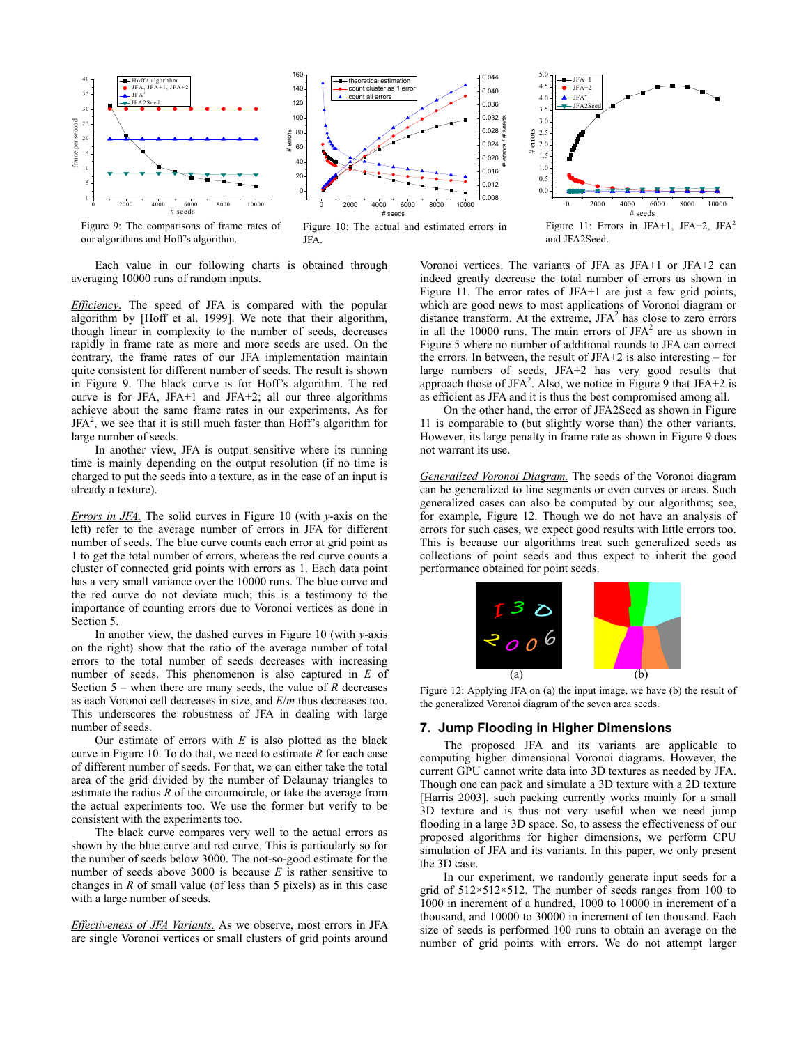Figure 9: The comparisons of frame rates of our algorithms and Hoff's algorithm.

Figure 10: The actual and estimated errors in JFA.

Figure 11: Errors in JFA+1, JFA+2, JFA$^2$ and JFA2Seed.

Each value in our following charts is obtained through averaging 10000 runs of random inputs.

*Efficiency.* The speed of JFA is compared with the popular algorithm by [Hoff et al. 1999]. We note that their algorithm, though linear in complexity to the number of seeds, decreases rapidly in frame rate as more and more seeds are used. On the contrary, the frame rates of our JFA implementation maintain quite consistent for different number of seeds. The result is shown in Figure 9. The black curve is for Hoff's algorithm. The red curve is for JFA, JFA+1 and JFA+2; all our three algorithms achieve about the same frame rates in our experiments. As for JFA$^2$, we see that it is still much faster than Hoff's algorithm for large number of seeds.

In another view, JFA is output sensitive where its running time is mainly depending on the output resolution (if no time is charged to put the seeds into a texture, as in the case of an input is already a texture).

*Errors in JFA.* The solid curves in Figure 10 (with *y*-axis on the left) refer to the average number of errors in JFA for different number of seeds. The blue curve counts each error at grid point as 1 to get the total number of errors, whereas the red curve counts a cluster of connected grid points with errors as 1. Each data point has a very small variance over the 10000 runs. The blue curve and the red curve do not deviate much; this is a testimony to the importance of counting errors due to Voronoi vertices as done in Section 5.

In another view, the dashed curves in Figure 10 (with *y*-axis on the right) show that the ratio of the average number of total errors to the total number of seeds decreases with increasing number of seeds. This phenomenon is also captured in $E$ of Section 5 – when there are many seeds, the value of $R$ decreases as each Voronoi cell decreases in size, and $E/m$ thus decreases too. This underscores the robustness of JFA in dealing with large number of seeds.

Our estimate of errors with $E$ is also plotted as the black curve in Figure 10. To do that, we need to estimate $R$ for each case of different number of seeds. For that, we can either take the total area of the grid divided by the number of Delaunay triangles to estimate the radius $R$ of the circumcircle, or take the average from the actual experiments too. We use the former but verify to be consistent with the experiments too.

The black curve compares very well to the actual errors as shown by the blue curve and red curve. This is particularly so for the number of seeds below 3000. The not-so-good estimate for the number of seeds above 3000 is because $E$ is rather sensitive to changes in $R$ of small value (of less than 5 pixels) as in this case with a large number of seeds.

*Effectiveness of JFA Variants.* As we observe, most errors in JFA are single Voronoi vertices or small clusters of grid points around Voronoi vertices. The variants of JFA as JFA+1 or JFA+2 can indeed greatly decrease the total number of errors as shown in Figure 11. The error rates of JFA+1 are just a few grid points, which are good news to most applications of Voronoi diagram or distance transform. At the extreme, JFA$^2$ has close to zero errors in all the 10000 runs. The main errors of JFA$^2$ are as shown in Figure 5 where no number of additional rounds to JFA can correct the errors. In between, the result of JFA+2 is also interesting – for large numbers of seeds, JFA+2 has very good results that approach those of JFA$^2$. Also, we notice in Figure 9 that JFA+2 is as efficient as JFA and it is thus the best compromised among all.

On the other hand, the error of JFA2Seed as shown in Figure 11 is comparable to (but slightly worse than) the other variants. However, its large penalty in frame rate as shown in Figure 9 does not warrant its use.

*Generalized Voronoi Diagram.* The seeds of the Voronoi diagram can be generalized to line segments or even curves or areas. Such generalized cases can also be computed by our algorithms; see, for example, Figure 12. Though we do not have an analysis of errors for such cases, we expect good results with little errors too. This is because our algorithms treat such generalized seeds as collections of point seeds and thus expect to inherit the good performance obtained for point seeds.

(a) (b)

Figure 12: Applying JFA on (a) the input image, we have (b) the result of the generalized Voronoi diagram of the seven area seeds.

## 7. Jump Flooding in Higher Dimensions

The proposed JFA and its variants are applicable to computing higher dimensional Voronoi diagrams. However, the current GPU cannot write data into 3D textures as needed by JFA. Though one can pack and simulate a 3D texture with a 2D texture [Harris 2003], such packing currently works mainly for a small 3D texture and is thus not very useful when we need jump flooding in a large 3D space. So, to assess the effectiveness of our proposed algorithms for higher dimensions, we perform CPU simulation of JFA and its variants. In this paper, we only present the 3D case.

In our experiment, we randomly generate input seeds for a grid of 512×512×512. The number of seeds ranges from 100 to 1000 in increment of a hundred, 1000 to 10000 in increment of a thousand, and 10000 to 30000 in increment of ten thousand. Each size of seeds is performed 100 runs to obtain an average on the number of grid points with errors. We do not attempt larger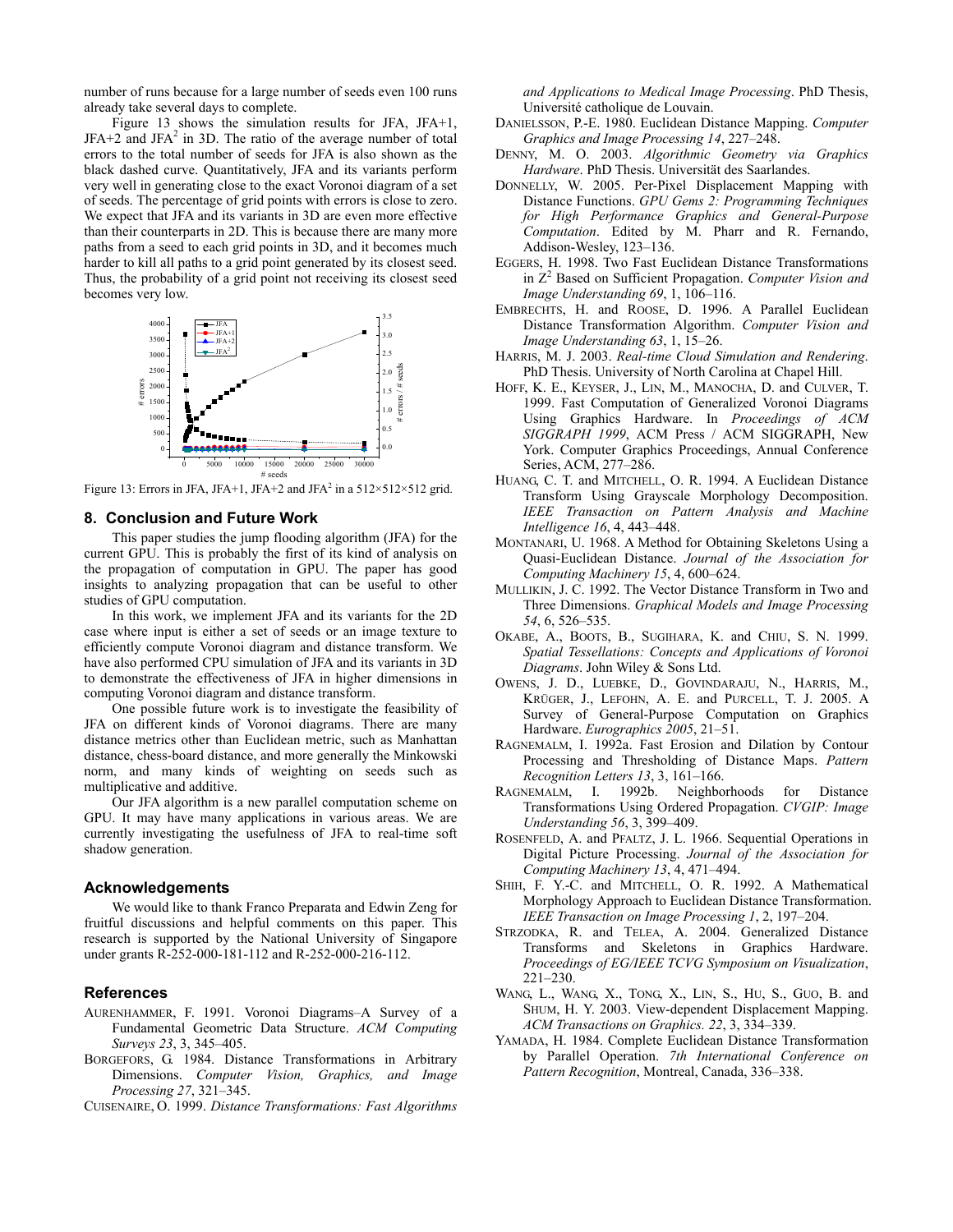number of runs because for a large number of seeds even 100 runs already take several days to complete.

Figure 13 shows the simulation results for JFA, JFA+1, JFA+2 and JFA$^2$ in 3D. The ratio of the average number of total errors to the total number of seeds for JFA is also shown as the black dashed curve. Quantitatively, JFA and its variants perform very well in generating close to the exact Voronoi diagram of a set of seeds. The percentage of grid points with errors is close to zero. We expect that JFA and its variants in 3D are even more effective than their counterparts in 2D. This is because there are many more paths from a seed to each grid points in 3D, and it becomes much harder to kill all paths to a grid point generated by its closest seed. Thus, the probability of a grid point not receiving its closest seed becomes very low.

JFA
JFA+1
JFA+2
JFA$^2$
# errors
# errors / # seeds
# seeds
0 5000 10000 15000 20000 25000 30000
0 500 1000 1500 2000 2500 3000 3500 4000
0.0 0.5 1.0 1.5 2.0 2.5 3.0 3.5

Figure 13: Errors in JFA, JFA+1, JFA+2 and JFA$^2$ in a 512×512×512 grid.

## 8. Conclusion and Future Work

This paper studies the jump flooding algorithm (JFA) for the current GPU. This is probably the first of its kind of analysis on the propagation of computation in GPU. The paper has good insights to analyzing propagation that can be useful to other studies of GPU computation.

In this work, we implement JFA and its variants for the 2D case where input is either a set of seeds or an image texture to efficiently compute Voronoi diagram and distance transform. We have also performed CPU simulation of JFA and its variants in 3D to demonstrate the effectiveness of JFA in higher dimensions in computing Voronoi diagram and distance transform.

One possible future work is to investigate the feasibility of JFA on different kinds of Voronoi diagrams. There are many distance metrics other than Euclidean metric, such as Manhattan distance, chess-board distance, and more generally the Minkowski norm, and many kinds of weighting on seeds such as multiplicative and additive.

Our JFA algorithm is a new parallel computation scheme on GPU. It may have many applications in various areas. We are currently investigating the usefulness of JFA to real-time soft shadow generation.

### Acknowledgements

We would like to thank Franco Preparata and Edwin Zeng for fruitful discussions and helpful comments on this paper. This research is supported by the National University of Singapore under grants R-252-000-181-112 and R-252-000-216-112.

### References

AURENHAMMER, F. 1991. Voronoi Diagrams–A Survey of a Fundamental Geometric Data Structure. *ACM Computing Surveys 23*, 3, 345–405.

BORGEFORS, G. 1984. Distance Transformations in Arbitrary Dimensions. *Computer Vision, Graphics, and Image Processing 27*, 321–345.

CUISENAIRE, O. 1999. *Distance Transformations: Fast Algorithms and Applications to Medical Image Processing*. PhD Thesis, Université catholique de Louvain.

DANIELSSON, P.-E. 1980. Euclidean Distance Mapping. *Computer Graphics and Image Processing 14*, 227–248.

DENNY, M. O. 2003. *Algorithmic Geometry via Graphics Hardware*. PhD Thesis. Universität des Saarlandes.

DONNELLY, W. 2005. Per-Pixel Displacement Mapping with Distance Functions. *GPU Gems 2: Programming Techniques for High Performance Graphics and General-Purpose Computation*. Edited by M. Pharr and R. Fernando, Addison-Wesley, 123–136.

EGGERS, H. 1998. Two Fast Euclidean Distance Transformations in $Z^2$ Based on Sufficient Propagation. *Computer Vision and Image Understanding 69*, 1, 106–116.

EMBRECHTS, H. and ROOSE, D. 1996. A Parallel Euclidean Distance Transformation Algorithm. *Computer Vision and Image Understanding 63*, 1, 15–26.

HARRIS, M. J. 2003. *Real-time Cloud Simulation and Rendering*. PhD Thesis. University of North Carolina at Chapel Hill.

HOFF, K. E., KEYSER, J., LIN, M., MANOCHA, D. and CULVER, T. 1999. Fast Computation of Generalized Voronoi Diagrams Using Graphics Hardware. In *Proceedings of ACM SIGGRAPH 1999*, ACM Press / ACM SIGGRAPH, New York. Computer Graphics Proceedings, Annual Conference Series, ACM, 277–286.

HUANG, C. T. and MITCHELL, O. R. 1994. A Euclidean Distance Transform Using Grayscale Morphology Decomposition. *IEEE Transaction on Pattern Analysis and Machine Intelligence 16*, 4, 443–448.

MONTANARI, U. 1968. A Method for Obtaining Skeletons Using a Quasi-Euclidean Distance. *Journal of the Association for Computing Machinery 15*, 4, 600–624.

MULLIKIN, J. C. 1992. The Vector Distance Transform in Two and Three Dimensions. *Graphical Models and Image Processing 54*, 6, 526–535.

OKABE, A., BOOTS, B., SUGIHARA, K. and CHIU, S. N. 1999. *Spatial Tessellations: Concepts and Applications of Voronoi Diagrams*. John Wiley & Sons Ltd.

OWENS, J. D., LUEBKE, D., GOVINDARAJU, N., HARRIS, M., KRÜGER, J., LEFOHN, A. E. and PURCELL, T. J. 2005. A Survey of General-Purpose Computation on Graphics Hardware. *Eurographics 2005*, 21–51.

RAGNEMALM, I. 1992a. Fast Erosion and Dilation by Contour Processing and Thresholding of Distance Maps. *Pattern Recognition Letters 13*, 3, 161–166.

RAGNEMALM, I. 1992b. Neighborhoods for Distance Transformations Using Ordered Propagation. *CVGIP: Image Understanding 56*, 3, 399–409.

ROSENFELD, A. and PFALTZ, J. L. 1966. Sequential Operations in Digital Picture Processing. *Journal of the Association for Computing Machinery 13*, 4, 471–494.

SHIH, F. Y.-C. and MITCHELL, O. R. 1992. A Mathematical Morphology Approach to Euclidean Distance Transformation. *IEEE Transaction on Image Processing 1*, 2, 197–204.

STRZODKA, R. and TELEA, A. 2004. Generalized Distance Transforms and Skeletons in Graphics Hardware. *Proceedings of EG/IEEE TCVG Symposium on Visualization*, 221–230.

WANG, L., WANG, X., TONG, X., LIN, S., HU, S., GUO, B. and SHUM, H. Y. 2003. View-dependent Displacement Mapping. *ACM Transactions on Graphics. 22*, 3, 334–339.

YAMADA, H. 1984. Complete Euclidean Distance Transformation by Parallel Operation. *7th International Conference on Pattern Recognition*, Montreal, Canada, 336–338.